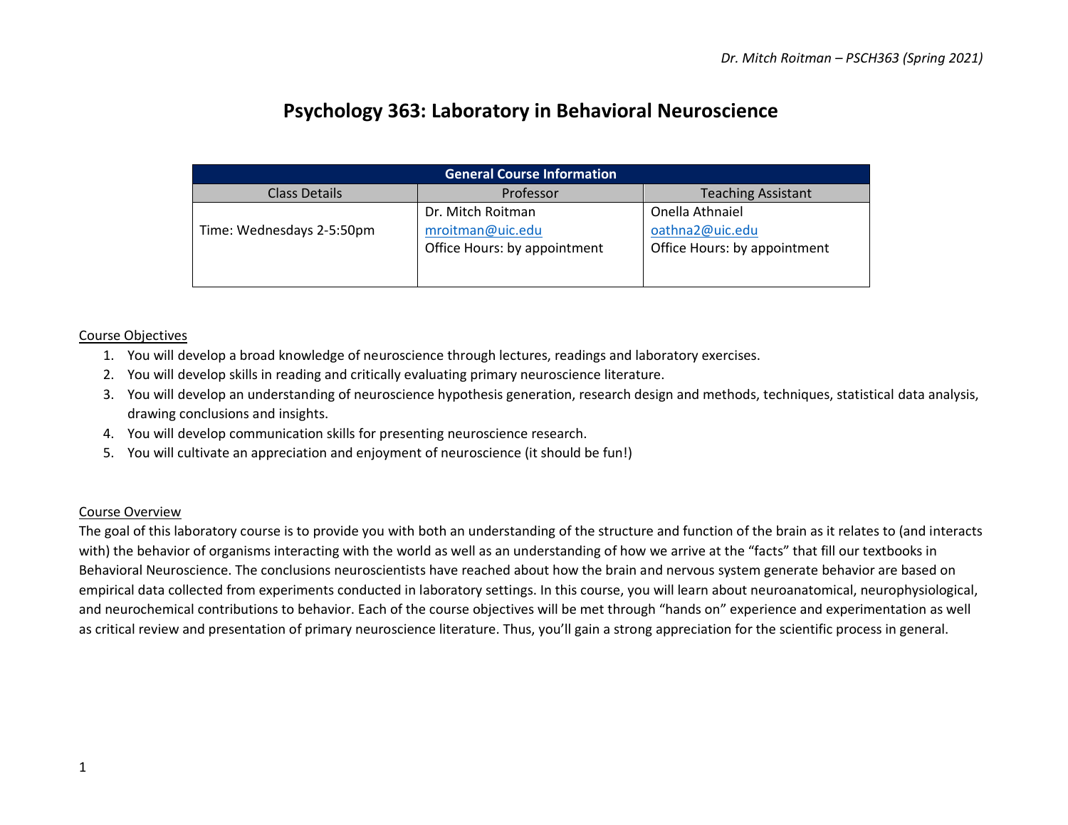# Psychology 363: Laboratory in Behavioral Neuroscience

| General Course Information | | |
|---|---|---|
| Class Details | Professor | Teaching Assistant |
| Time: Wednesdays 2-5:50pm | Dr. Mitch Roitman<br>mroitman@uic.edu<br>Office Hours: by appointment | Onella Athnaiel<br>oathna2@uic.edu<br>Office Hours: by appointment |

<u>Course Objectives</u>

1. You will develop a broad knowledge of neuroscience through lectures, readings and laboratory exercises.
2. You will develop skills in reading and critically evaluating primary neuroscience literature.
3. You will develop an understanding of neuroscience hypothesis generation, research design and methods, techniques, statistical data analysis, drawing conclusions and insights.
4. You will develop communication skills for presenting neuroscience research.
5. You will cultivate an appreciation and enjoyment of neuroscience (it should be fun!)

<u>Course Overview</u>

The goal of this laboratory course is to provide you with both an understanding of the structure and function of the brain as it relates to (and interacts with) the behavior of organisms interacting with the world as well as an understanding of how we arrive at the "facts" that fill our textbooks in Behavioral Neuroscience. The conclusions neuroscientists have reached about how the brain and nervous system generate behavior are based on empirical data collected from experiments conducted in laboratory settings. In this course, you will learn about neuroanatomical, neurophysiological, and neurochemical contributions to behavior. Each of the course objectives will be met through "hands on" experience and experimentation as well as critical review and presentation of primary neuroscience literature. Thus, you'll gain a strong appreciation for the scientific process in general.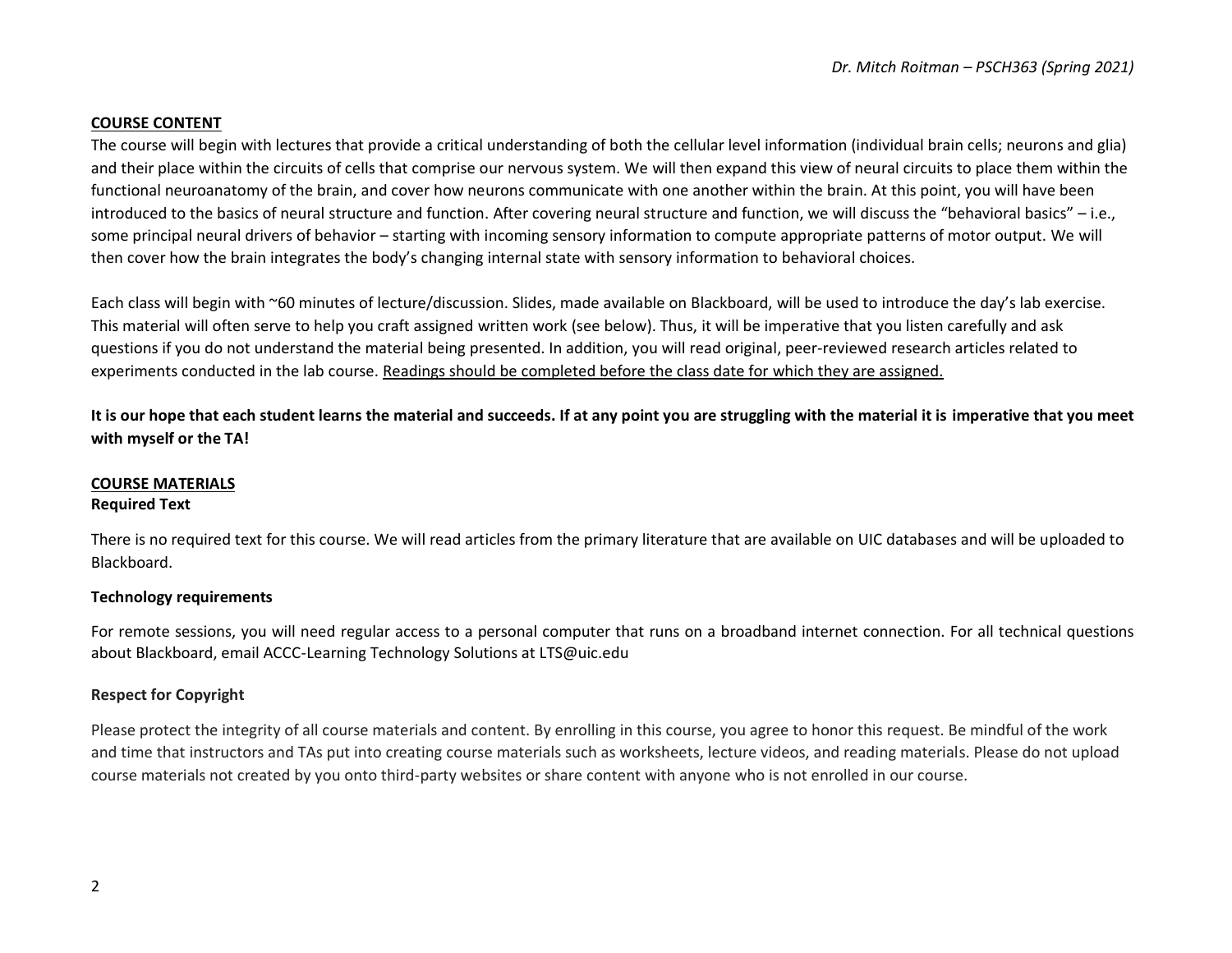## COURSE CONTENT

The course will begin with lectures that provide a critical understanding of both the cellular level information (individual brain cells; neurons and glia) and their place within the circuits of cells that comprise our nervous system. We will then expand this view of neural circuits to place them within the functional neuroanatomy of the brain, and cover how neurons communicate with one another within the brain. At this point, you will have been introduced to the basics of neural structure and function. After covering neural structure and function, we will discuss the "behavioral basics" – i.e., some principal neural drivers of behavior – starting with incoming sensory information to compute appropriate patterns of motor output. We will then cover how the brain integrates the body's changing internal state with sensory information to behavioral choices.

Each class will begin with ~60 minutes of lecture/discussion. Slides, made available on Blackboard, will be used to introduce the day's lab exercise. This material will often serve to help you craft assigned written work (see below). Thus, it will be imperative that you listen carefully and ask questions if you do not understand the material being presented. In addition, you will read original, peer-reviewed research articles related to experiments conducted in the lab course. Readings should be completed before the class date for which they are assigned.

**It is our hope that each student learns the material and succeeds. If at any point you are struggling with the material it is imperative that you meet with myself or the TA!**

## COURSE MATERIALS

### Required Text

There is no required text for this course. We will read articles from the primary literature that are available on UIC databases and will be uploaded to Blackboard.

### Technology requirements

For remote sessions, you will need regular access to a personal computer that runs on a broadband internet connection. For all technical questions about Blackboard, email ACCC-Learning Technology Solutions at LTS@uic.edu

### Respect for Copyright

Please protect the integrity of all course materials and content. By enrolling in this course, you agree to honor this request. Be mindful of the work and time that instructors and TAs put into creating course materials such as worksheets, lecture videos, and reading materials. Please do not upload course materials not created by you onto third-party websites or share content with anyone who is not enrolled in our course.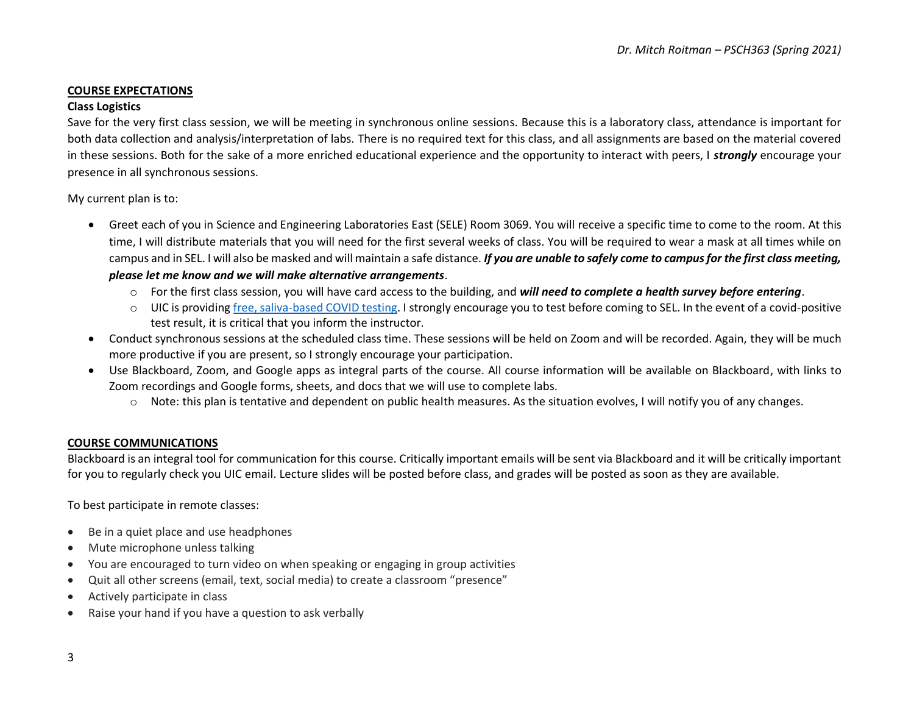## COURSE EXPECTATIONS

### Class Logistics

Save for the very first class session, we will be meeting in synchronous online sessions. Because this is a laboratory class, attendance is important for both data collection and analysis/interpretation of labs. There is no required text for this class, and all assignments are based on the material covered in these sessions. Both for the sake of a more enriched educational experience and the opportunity to interact with peers, I ***strongly*** encourage your presence in all synchronous sessions.

My current plan is to:

- Greet each of you in Science and Engineering Laboratories East (SELE) Room 3069. You will receive a specific time to come to the room. At this time, I will distribute materials that you will need for the first several weeks of class. You will be required to wear a mask at all times while on campus and in SEL. I will also be masked and will maintain a safe distance. ***If you are unable to safely come to campus for the first class meeting, please let me know and we will make alternative arrangements***.
  - For the first class session, you will have card access to the building, and ***will need to complete a health survey before entering***.
  - UIC is providing free, saliva-based COVID testing. I strongly encourage you to test before coming to SEL. In the event of a covid-positive test result, it is critical that you inform the instructor.
- Conduct synchronous sessions at the scheduled class time. These sessions will be held on Zoom and will be recorded. Again, they will be much more productive if you are present, so I strongly encourage your participation.
- Use Blackboard, Zoom, and Google apps as integral parts of the course. All course information will be available on Blackboard, with links to Zoom recordings and Google forms, sheets, and docs that we will use to complete labs.
  - Note: this plan is tentative and dependent on public health measures. As the situation evolves, I will notify you of any changes.

## COURSE COMMUNICATIONS

Blackboard is an integral tool for communication for this course. Critically important emails will be sent via Blackboard and it will be critically important for you to regularly check you UIC email. Lecture slides will be posted before class, and grades will be posted as soon as they are available.

To best participate in remote classes:

- Be in a quiet place and use headphones
- Mute microphone unless talking
- You are encouraged to turn video on when speaking or engaging in group activities
- Quit all other screens (email, text, social media) to create a classroom "presence"
- Actively participate in class
- Raise your hand if you have a question to ask verbally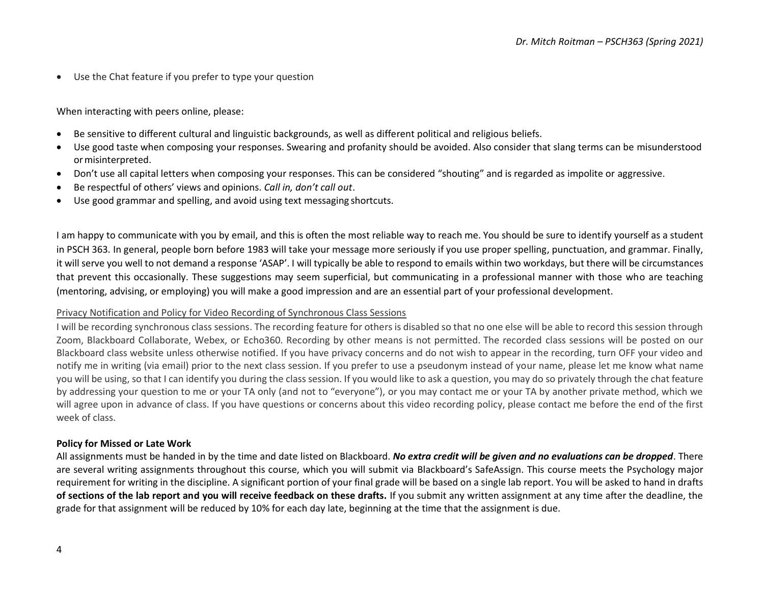- Use the Chat feature if you prefer to type your question

When interacting with peers online, please:

- Be sensitive to different cultural and linguistic backgrounds, as well as different political and religious beliefs.
- Use good taste when composing your responses. Swearing and profanity should be avoided. Also consider that slang terms can be misunderstood or misinterpreted.
- Don't use all capital letters when composing your responses. This can be considered "shouting" and is regarded as impolite or aggressive.
- Be respectful of others' views and opinions. *Call in, don't call out*.
- Use good grammar and spelling, and avoid using text messaging shortcuts.

I am happy to communicate with you by email, and this is often the most reliable way to reach me. You should be sure to identify yourself as a student in PSCH 363. In general, people born before 1983 will take your message more seriously if you use proper spelling, punctuation, and grammar. Finally, it will serve you well to not demand a response 'ASAP'. I will typically be able to respond to emails within two workdays, but there will be circumstances that prevent this occasionally. These suggestions may seem superficial, but communicating in a professional manner with those who are teaching (mentoring, advising, or employing) you will make a good impression and are an essential part of your professional development.

<u>Privacy Notification and Policy for Video Recording of Synchronous Class Sessions</u>

I will be recording synchronous class sessions. The recording feature for others is disabled so that no one else will be able to record this session through Zoom, Blackboard Collaborate, Webex, or Echo360. Recording by other means is not permitted. The recorded class sessions will be posted on our Blackboard class website unless otherwise notified. If you have privacy concerns and do not wish to appear in the recording, turn OFF your video and notify me in writing (via email) prior to the next class session. If you prefer to use a pseudonym instead of your name, please let me know what name you will be using, so that I can identify you during the class session. If you would like to ask a question, you may do so privately through the chat feature by addressing your question to me or your TA only (and not to "everyone"), or you may contact me or your TA by another private method, which we will agree upon in advance of class. If you have questions or concerns about this video recording policy, please contact me before the end of the first week of class.

**Policy for Missed or Late Work**

All assignments must be handed in by the time and date listed on Blackboard. ***No extra credit will be given and no evaluations can be dropped***. There are several writing assignments throughout this course, which you will submit via Blackboard's SafeAssign. This course meets the Psychology major requirement for writing in the discipline. A significant portion of your final grade will be based on a single lab report. You will be asked to hand in drafts **of sections of the lab report and you will receive feedback on these drafts.** If you submit any written assignment at any time after the deadline, the grade for that assignment will be reduced by 10% for each day late, beginning at the time that the assignment is due.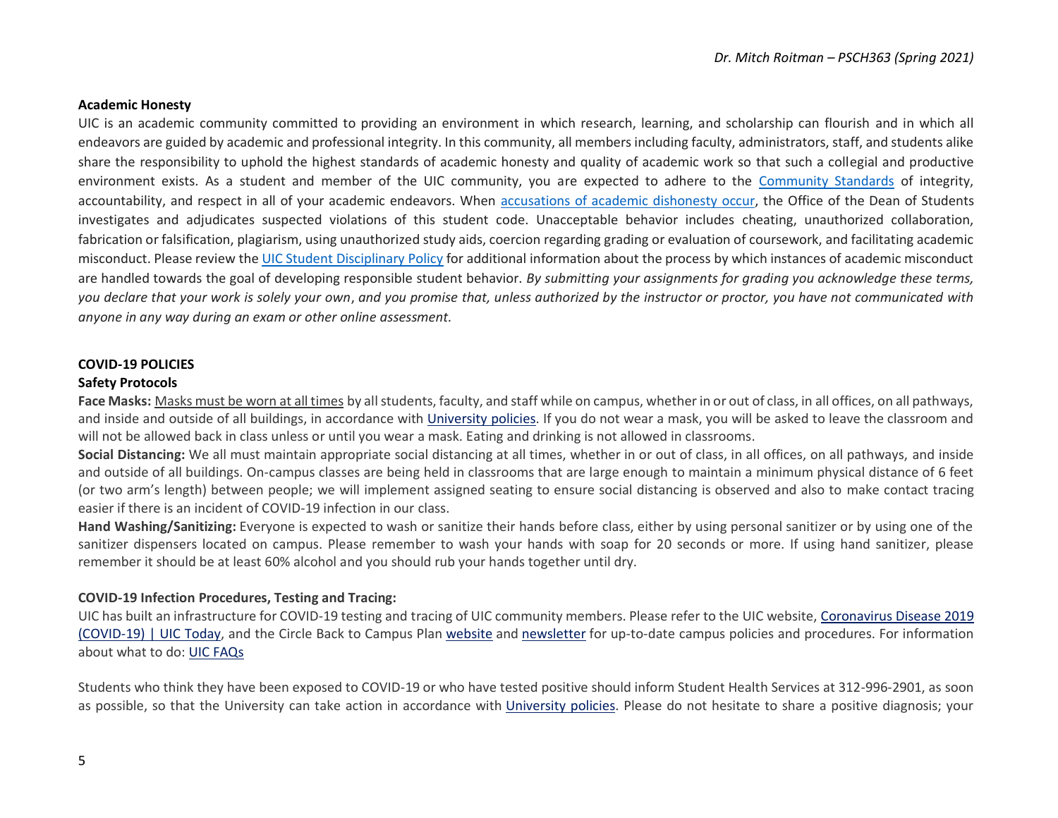**Academic Honesty**

UIC is an academic community committed to providing an environment in which research, learning, and scholarship can flourish and in which all endeavors are guided by academic and professional integrity. In this community, all members including faculty, administrators, staff, and students alike share the responsibility to uphold the highest standards of academic honesty and quality of academic work so that such a collegial and productive environment exists. As a student and member of the UIC community, you are expected to adhere to the Community Standards of integrity, accountability, and respect in all of your academic endeavors. When accusations of academic dishonesty occur, the Office of the Dean of Students investigates and adjudicates suspected violations of this student code. Unacceptable behavior includes cheating, unauthorized collaboration, fabrication or falsification, plagiarism, using unauthorized study aids, coercion regarding grading or evaluation of coursework, and facilitating academic misconduct. Please review the UIC Student Disciplinary Policy for additional information about the process by which instances of academic misconduct are handled towards the goal of developing responsible student behavior. *By submitting your assignments for grading you acknowledge these terms, you declare that your work is solely your own, and you promise that, unless authorized by the instructor or proctor, you have not communicated with anyone in any way during an exam or other online assessment.*

**COVID-19 POLICIES**

**Safety Protocols**

**Face Masks:** Masks must be worn at all times by all students, faculty, and staff while on campus, whether in or out of class, in all offices, on all pathways, and inside and outside of all buildings, in accordance with University policies. If you do not wear a mask, you will be asked to leave the classroom and will not be allowed back in class unless or until you wear a mask. Eating and drinking is not allowed in classrooms.

**Social Distancing:** We all must maintain appropriate social distancing at all times, whether in or out of class, in all offices, on all pathways, and inside and outside of all buildings. On-campus classes are being held in classrooms that are large enough to maintain a minimum physical distance of 6 feet (or two arm's length) between people; we will implement assigned seating to ensure social distancing is observed and also to make contact tracing easier if there is an incident of COVID-19 infection in our class.

**Hand Washing/Sanitizing:** Everyone is expected to wash or sanitize their hands before class, either by using personal sanitizer or by using one of the sanitizer dispensers located on campus. Please remember to wash your hands with soap for 20 seconds or more. If using hand sanitizer, please remember it should be at least 60% alcohol and you should rub your hands together until dry.

**COVID-19 Infection Procedures, Testing and Tracing:**

UIC has built an infrastructure for COVID-19 testing and tracing of UIC community members. Please refer to the UIC website, Coronavirus Disease 2019 (COVID-19) | UIC Today, and the Circle Back to Campus Plan website and newsletter for up-to-date campus policies and procedures. For information about what to do: UIC FAQs

Students who think they have been exposed to COVID-19 or who have tested positive should inform Student Health Services at 312-996-2901, as soon as possible, so that the University can take action in accordance with University policies. Please do not hesitate to share a positive diagnosis; your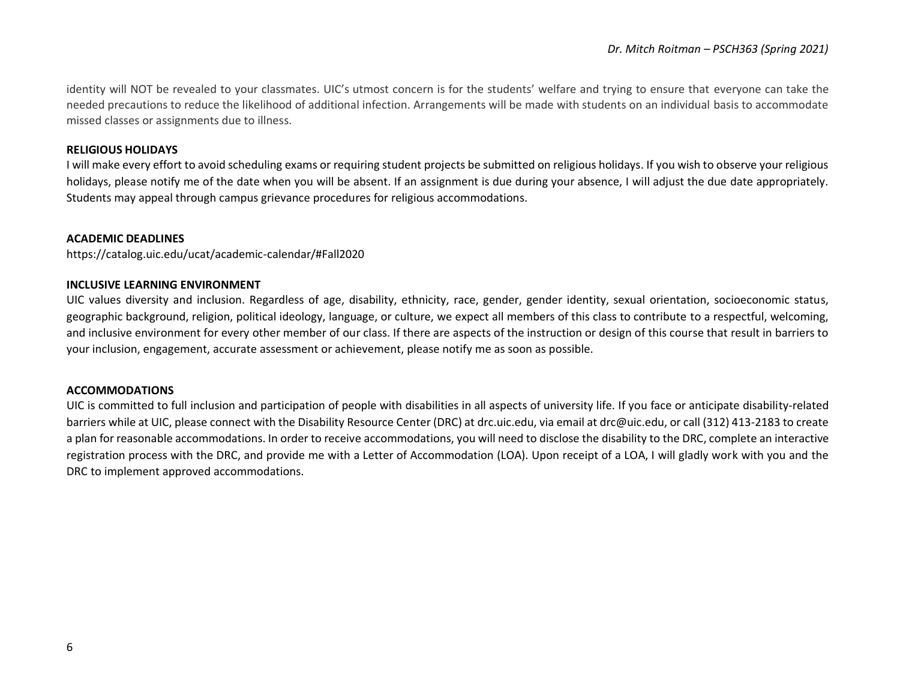identity will NOT be revealed to your classmates. UIC's utmost concern is for the students' welfare and trying to ensure that everyone can take the needed precautions to reduce the likelihood of additional infection. Arrangements will be made with students on an individual basis to accommodate missed classes or assignments due to illness.

**RELIGIOUS HOLIDAYS**

I will make every effort to avoid scheduling exams or requiring student projects be submitted on religious holidays. If you wish to observe your religious holidays, please notify me of the date when you will be absent. If an assignment is due during your absence, I will adjust the due date appropriately. Students may appeal through campus grievance procedures for religious accommodations.

**ACADEMIC DEADLINES**

https://catalog.uic.edu/ucat/academic-calendar/#Fall2020

**INCLUSIVE LEARNING ENVIRONMENT**

UIC values diversity and inclusion. Regardless of age, disability, ethnicity, race, gender, gender identity, sexual orientation, socioeconomic status, geographic background, religion, political ideology, language, or culture, we expect all members of this class to contribute to a respectful, welcoming, and inclusive environment for every other member of our class. If there are aspects of the instruction or design of this course that result in barriers to your inclusion, engagement, accurate assessment or achievement, please notify me as soon as possible.

**ACCOMMODATIONS**

UIC is committed to full inclusion and participation of people with disabilities in all aspects of university life. If you face or anticipate disability-related barriers while at UIC, please connect with the Disability Resource Center (DRC) at drc.uic.edu, via email at drc@uic.edu, or call (312) 413-2183 to create a plan for reasonable accommodations. In order to receive accommodations, you will need to disclose the disability to the DRC, complete an interactive registration process with the DRC, and provide me with a Letter of Accommodation (LOA). Upon receipt of a LOA, I will gladly work with you and the DRC to implement approved accommodations.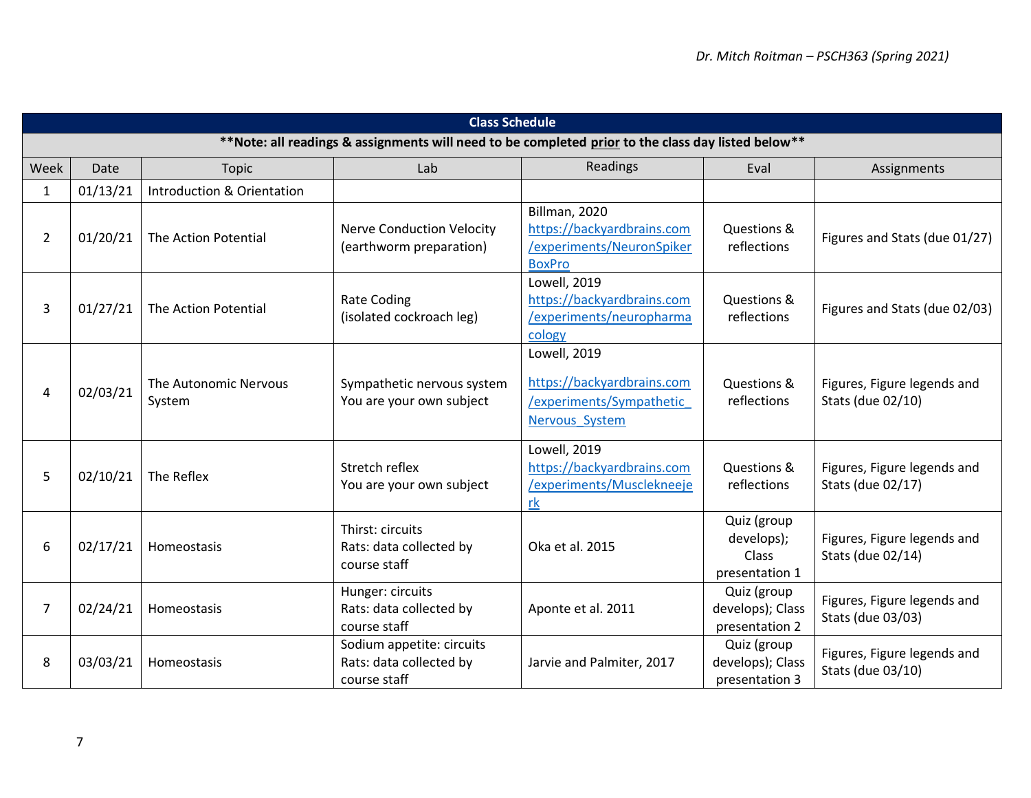| Class Schedule | | | | | | |
|---|---|---|---|---|---|---|
| **\*\*Note: all readings & assignments will need to be completed prior to the class day listed below\*\*** | | | | | | |
| Week | Date | Topic | Lab | Readings | Eval | Assignments |
| 1 | 01/13/21 | Introduction & Orientation | | | | |
| 2 | 01/20/21 | The Action Potential | Nerve Conduction Velocity (earthworm preparation) | Billman, 2020 https://backyardbrains.com/experiments/NeuronSpikerBoxPro | Questions & reflections | Figures and Stats (due 01/27) |
| 3 | 01/27/21 | The Action Potential | Rate Coding (isolated cockroach leg) | Lowell, 2019 https://backyardbrains.com/experiments/neuropharmacology | Questions & reflections | Figures and Stats (due 02/03) |
| 4 | 02/03/21 | The Autonomic Nervous System | Sympathetic nervous system You are your own subject | Lowell, 2019 https://backyardbrains.com/experiments/Sympathetic_Nervous_System | Questions & reflections | Figures, Figure legends and Stats (due 02/10) |
| 5 | 02/10/21 | The Reflex | Stretch reflex You are your own subject | Lowell, 2019 https://backyardbrains.com/experiments/Muscleknee jerk | Questions & reflections | Figures, Figure legends and Stats (due 02/17) |
| 6 | 02/17/21 | Homeostasis | Thirst: circuits Rats: data collected by course staff | Oka et al. 2015 | Quiz (group develops); Class presentation 1 | Figures, Figure legends and Stats (due 02/14) |
| 7 | 02/24/21 | Homeostasis | Hunger: circuits Rats: data collected by course staff | Aponte et al. 2011 | Quiz (group develops); Class presentation 2 | Figures, Figure legends and Stats (due 03/03) |
| 8 | 03/03/21 | Homeostasis | Sodium appetite: circuits Rats: data collected by course staff | Jarvie and Palmiter, 2017 | Quiz (group develops); Class presentation 3 | Figures, Figure legends and Stats (due 03/10) |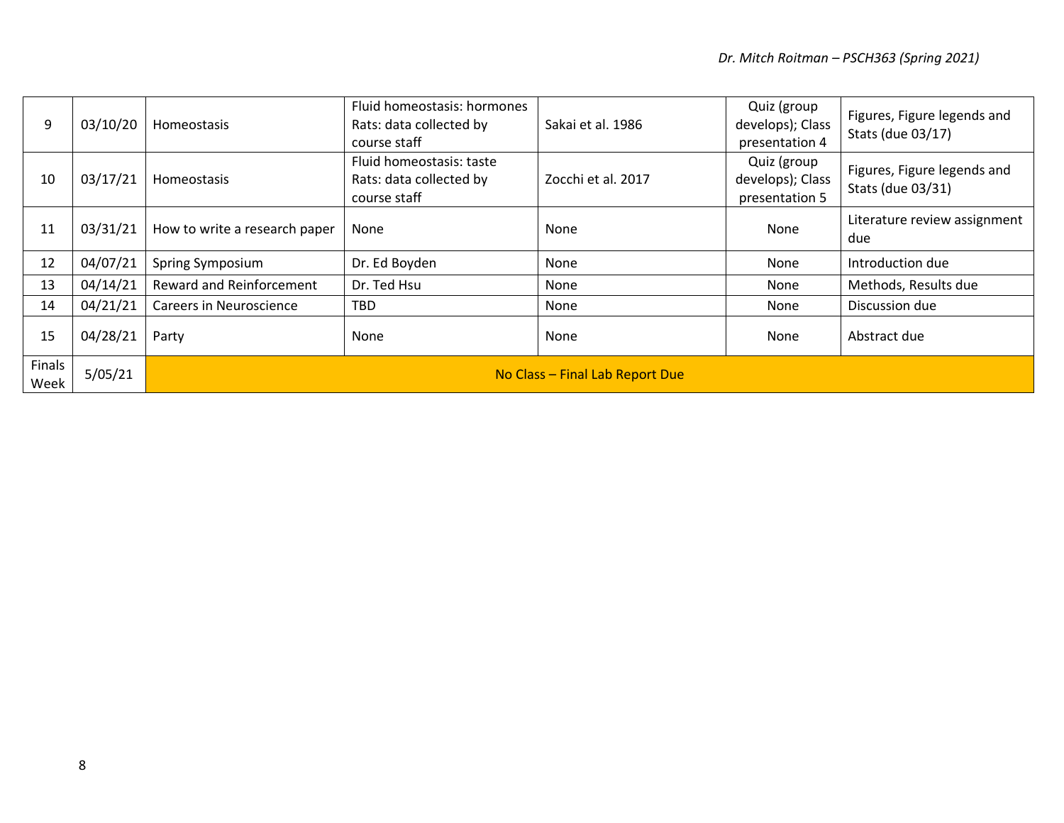| 9 | 03/10/20 | Homeostasis | Fluid homeostasis: hormones Rats: data collected by course staff | Sakai et al. 1986 | Quiz (group develops); Class presentation 4 | Figures, Figure legends and Stats (due 03/17) |
|---|---|---|---|---|---|---|
| 10 | 03/17/21 | Homeostasis | Fluid homeostasis: taste Rats: data collected by course staff | Zocchi et al. 2017 | Quiz (group develops); Class presentation 5 | Figures, Figure legends and Stats (due 03/31) |
| 11 | 03/31/21 | How to write a research paper | None | None | None | Literature review assignment due |
| 12 | 04/07/21 | Spring Symposium | Dr. Ed Boyden | None | None | Introduction due |
| 13 | 04/14/21 | Reward and Reinforcement | Dr. Ted Hsu | None | None | Methods, Results due |
| 14 | 04/21/21 | Careers in Neuroscience | TBD | None | None | Discussion due |
| 15 | 04/28/21 | Party | None | None | None | Abstract due |
| Finals Week | 5/05/21 | No Class – Final Lab Report Due | | | | |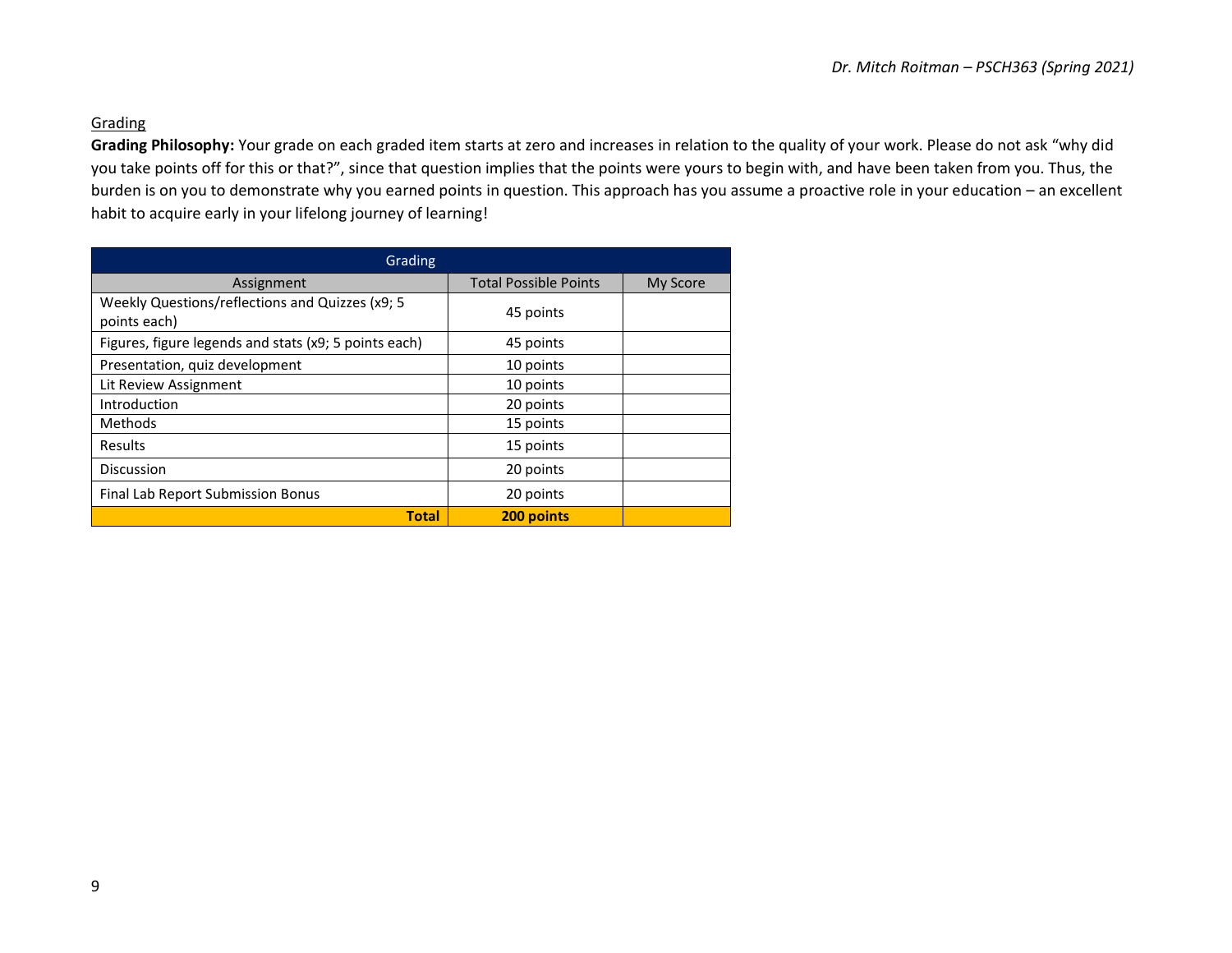## Grading

**Grading Philosophy:** Your grade on each graded item starts at zero and increases in relation to the quality of your work. Please do not ask "why did you take points off for this or that?", since that question implies that the points were yours to begin with, and have been taken from you. Thus, the burden is on you to demonstrate why you earned points in question. This approach has you assume a proactive role in your education – an excellent habit to acquire early in your lifelong journey of learning!

| Grading | | |
|---|---|---|
| Assignment | Total Possible Points | My Score |
| Weekly Questions/reflections and Quizzes (x9; 5 points each) | 45 points | |
| Figures, figure legends and stats (x9; 5 points each) | 45 points | |
| Presentation, quiz development | 10 points | |
| Lit Review Assignment | 10 points | |
| Introduction | 20 points | |
| Methods | 15 points | |
| Results | 15 points | |
| Discussion | 20 points | |
| Final Lab Report Submission Bonus | 20 points | |
| **Total** | **200 points** | |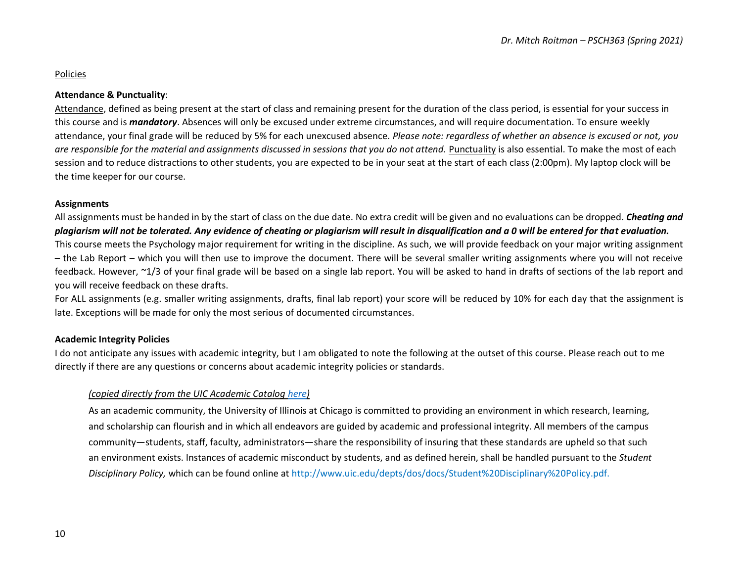<u>Policies</u>

**Attendance & Punctuality**:

<u>Attendance</u>, defined as being present at the start of class and remaining present for the duration of the class period, is essential for your success in this course and is ***mandatory***. Absences will only be excused under extreme circumstances, and will require documentation. To ensure weekly attendance, your final grade will be reduced by 5% for each unexcused absence. *Please note: regardless of whether an absence is excused or not, you are responsible for the material and assignments discussed in sessions that you do not attend.* <u>Punctuality</u> is also essential. To make the most of each session and to reduce distractions to other students, you are expected to be in your seat at the start of each class (2:00pm). My laptop clock will be the time keeper for our course.

**Assignments**

All assignments must be handed in by the start of class on the due date. No extra credit will be given and no evaluations can be dropped. ***Cheating and plagiarism will not be tolerated. Any evidence of cheating or plagiarism will result in disqualification and a 0 will be entered for that evaluation.***

This course meets the Psychology major requirement for writing in the discipline. As such, we will provide feedback on your major writing assignment – the Lab Report – which you will then use to improve the document. There will be several smaller writing assignments where you will not receive feedback. However, ~1/3 of your final grade will be based on a single lab report. You will be asked to hand in drafts of sections of the lab report and you will receive feedback on these drafts.

For ALL assignments (e.g. smaller writing assignments, drafts, final lab report) your score will be reduced by 10% for each day that the assignment is late. Exceptions will be made for only the most serious of documented circumstances.

**Academic Integrity Policies**

I do not anticipate any issues with academic integrity, but I am obligated to note the following at the outset of this course. Please reach out to me directly if there are any questions or concerns about academic integrity policies or standards.

> *(copied directly from the UIC Academic Catalog here)*
>
> As an academic community, the University of Illinois at Chicago is committed to providing an environment in which research, learning, and scholarship can flourish and in which all endeavors are guided by academic and professional integrity. All members of the campus community—students, staff, faculty, administrators—share the responsibility of insuring that these standards are upheld so that such an environment exists. Instances of academic misconduct by students, and as defined herein, shall be handled pursuant to the *Student Disciplinary Policy,* which can be found online at http://www.uic.edu/depts/dos/docs/Student%20Disciplinary%20Policy.pdf.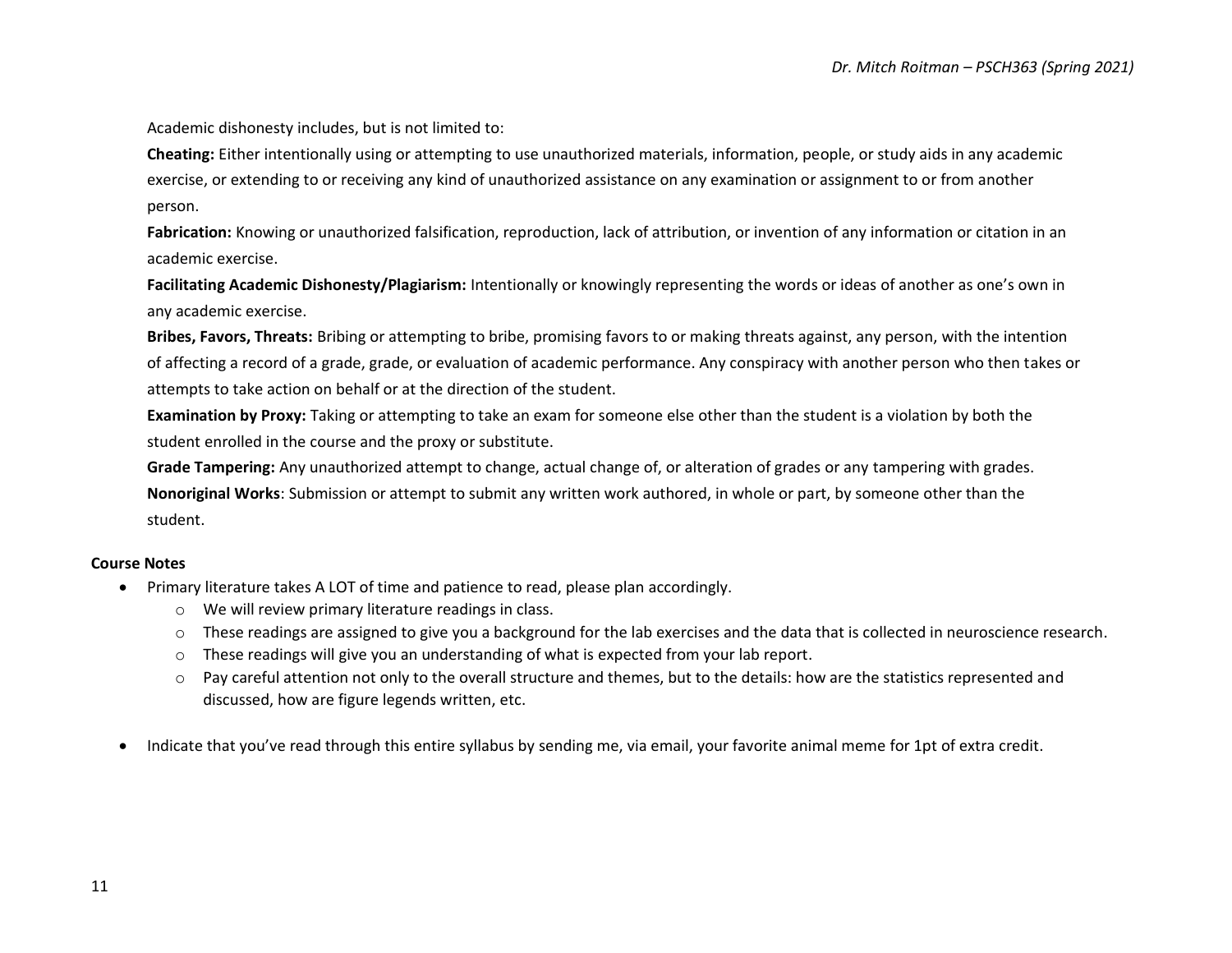Academic dishonesty includes, but is not limited to:

**Cheating:** Either intentionally using or attempting to use unauthorized materials, information, people, or study aids in any academic exercise, or extending to or receiving any kind of unauthorized assistance on any examination or assignment to or from another person.

**Fabrication:** Knowing or unauthorized falsification, reproduction, lack of attribution, or invention of any information or citation in an academic exercise.

**Facilitating Academic Dishonesty/Plagiarism:** Intentionally or knowingly representing the words or ideas of another as one's own in any academic exercise.

**Bribes, Favors, Threats:** Bribing or attempting to bribe, promising favors to or making threats against, any person, with the intention of affecting a record of a grade, grade, or evaluation of academic performance. Any conspiracy with another person who then takes or attempts to take action on behalf or at the direction of the student.

**Examination by Proxy:** Taking or attempting to take an exam for someone else other than the student is a violation by both the student enrolled in the course and the proxy or substitute.

**Grade Tampering:** Any unauthorized attempt to change, actual change of, or alteration of grades or any tampering with grades.

**Nonoriginal Works**: Submission or attempt to submit any written work authored, in whole or part, by someone other than the student.

**Course Notes**

- Primary literature takes A LOT of time and patience to read, please plan accordingly.
    - We will review primary literature readings in class.
    - These readings are assigned to give you a background for the lab exercises and the data that is collected in neuroscience research.
    - These readings will give you an understanding of what is expected from your lab report.
    - Pay careful attention not only to the overall structure and themes, but to the details: how are the statistics represented and discussed, how are figure legends written, etc.

- Indicate that you've read through this entire syllabus by sending me, via email, your favorite animal meme for 1pt of extra credit.